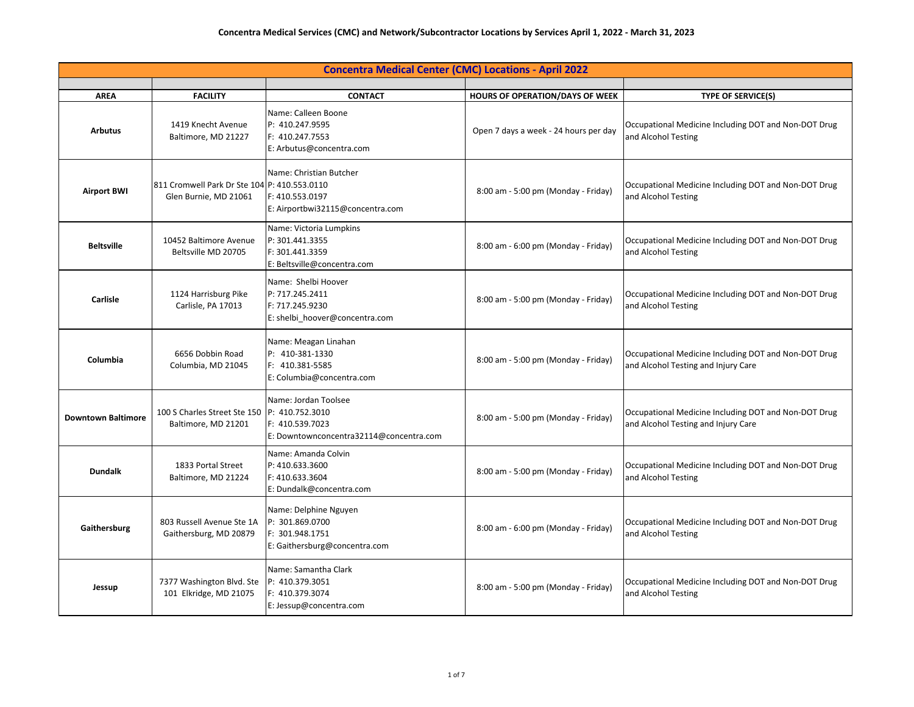**Concentra Medical Services (CMC) and Network/Subcontractor Locations by Services April 1, 2022 - March 31, 2023**

| Concentra Medical Center (CMC) Locations - April 2022 | | | | |
|---|---|---|---|---|
| | | | | |
| **AREA** | **FACILITY** | **CONTACT** | **HOURS OF OPERATION/DAYS OF WEEK** | **TYPE OF SERVICE(S)** |
| **Arbutus** | 1419 Knecht Avenue Baltimore, MD 21227 | Name: Calleen Boone<br>P: 410.247.9595<br>F: 410.247.7553<br>E: Arbutus@concentra.com | Open 7 days a week - 24 hours per day | Occupational Medicine Including DOT and Non-DOT Drug and Alcohol Testing |
| **Airport BWI** | 811 Cromwell Park Dr Ste 104 Glen Burnie, MD 21061 | Name: Christian Butcher<br>P: 410.553.0110<br>F: 410.553.0197<br>E: Airportbwi32115@concentra.com | 8:00 am - 5:00 pm (Monday - Friday) | Occupational Medicine Including DOT and Non-DOT Drug and Alcohol Testing |
| **Beltsville** | 10452 Baltimore Avenue Beltsville MD 20705 | Name: Victoria Lumpkins<br>P: 301.441.3355<br>F: 301.441.3359<br>E: Beltsville@concentra.com | 8:00 am - 6:00 pm (Monday - Friday) | Occupational Medicine Including DOT and Non-DOT Drug and Alcohol Testing |
| **Carlisle** | 1124 Harrisburg Pike Carlisle, PA 17013 | Name: Shelbi Hoover<br>P: 717.245.2411<br>F: 717.245.9230<br>E: shelbi_hoover@concentra.com | 8:00 am - 5:00 pm (Monday - Friday) | Occupational Medicine Including DOT and Non-DOT Drug and Alcohol Testing |
| **Columbia** | 6656 Dobbin Road Columbia, MD 21045 | Name: Meagan Linahan<br>P: 410-381-1330<br>F: 410.381-5585<br>E: Columbia@concentra.com | 8:00 am - 5:00 pm (Monday - Friday) | Occupational Medicine Including DOT and Non-DOT Drug and Alcohol Testing and Injury Care |
| **Downtown Baltimore** | 100 S Charles Street Ste 150 Baltimore, MD 21201 | Name: Jordan Toolsee<br>P: 410.752.3010<br>F: 410.539.7023<br>E: Downtownconcentra32114@concentra.com | 8:00 am - 5:00 pm (Monday - Friday) | Occupational Medicine Including DOT and Non-DOT Drug and Alcohol Testing and Injury Care |
| **Dundalk** | 1833 Portal Street Baltimore, MD 21224 | Name: Amanda Colvin<br>P: 410.633.3600<br>F: 410.633.3604<br>E: Dundalk@concentra.com | 8:00 am - 5:00 pm (Monday - Friday) | Occupational Medicine Including DOT and Non-DOT Drug and Alcohol Testing |
| **Gaithersburg** | 803 Russell Avenue Ste 1A Gaithersburg, MD 20879 | Name: Delphine Nguyen<br>P: 301.869.0700<br>F: 301.948.1751<br>E: Gaithersburg@concentra.com | 8:00 am - 6:00 pm (Monday - Friday) | Occupational Medicine Including DOT and Non-DOT Drug and Alcohol Testing |
| **Jessup** | 7377 Washington Blvd. Ste 101 Elkridge, MD 21075 | Name: Samantha Clark<br>P: 410.379.3051<br>F: 410.379.3074<br>E: Jessup@concentra.com | 8:00 am - 5:00 pm (Monday - Friday) | Occupational Medicine Including DOT and Non-DOT Drug and Alcohol Testing |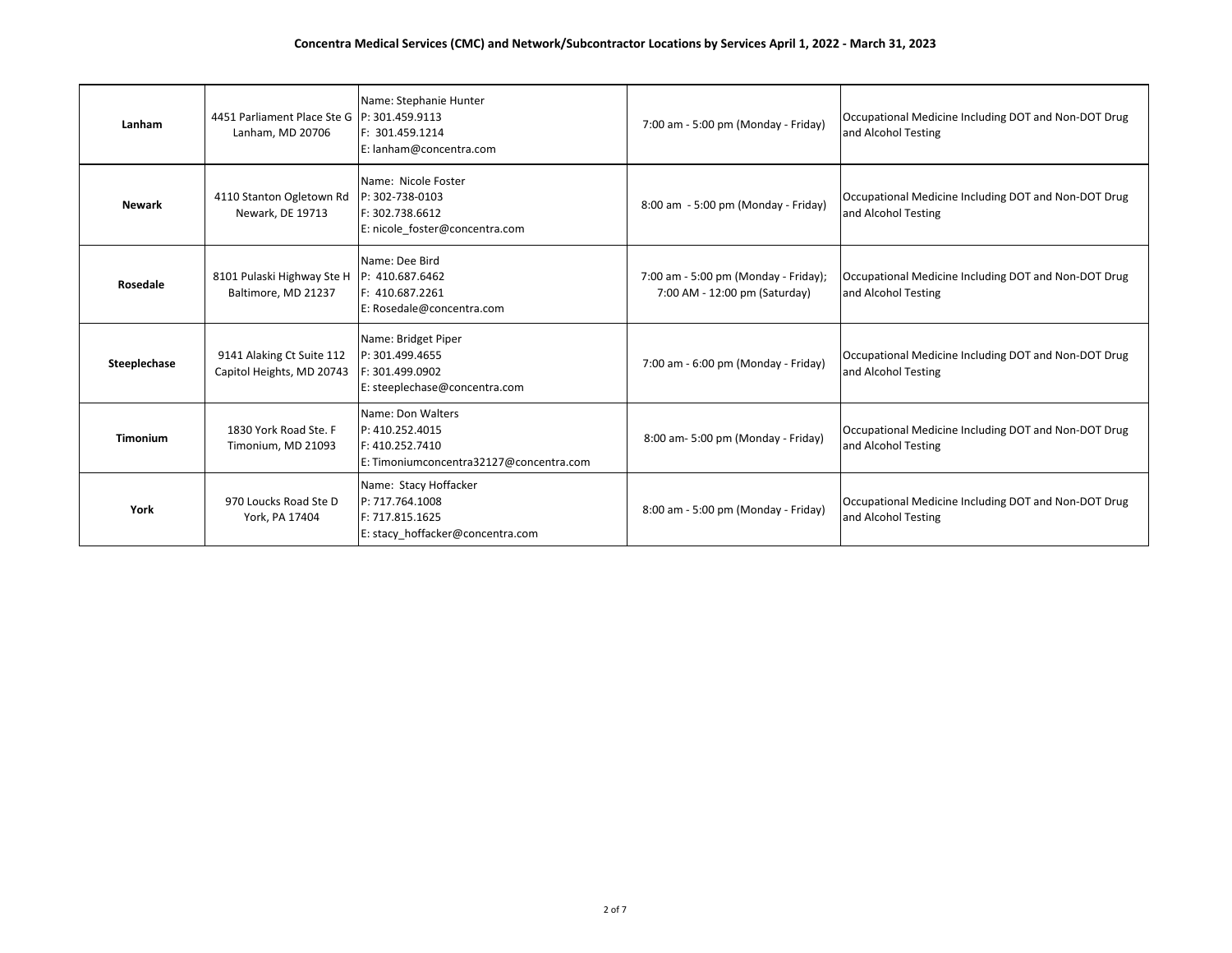**Concentra Medical Services (CMC) and Network/Subcontractor Locations by Services April 1, 2022 - March 31, 2023**

| | | | | |
|---|---|---|---|---|
| **Lanham** | 4451 Parliament Place Ste G<br>Lanham, MD 20706 | Name: Stephanie Hunter<br>P: 301.459.9113<br>F: 301.459.1214<br>E: lanham@concentra.com | 7:00 am - 5:00 pm (Monday - Friday) | Occupational Medicine Including DOT and Non-DOT Drug and Alcohol Testing |
| **Newark** | 4110 Stanton Ogletown Rd<br>Newark, DE 19713 | Name: Nicole Foster<br>P: 302-738-0103<br>F: 302.738.6612<br>E: nicole_foster@concentra.com | 8:00 am - 5:00 pm (Monday - Friday) | Occupational Medicine Including DOT and Non-DOT Drug and Alcohol Testing |
| **Rosedale** | 8101 Pulaski Highway Ste H<br>Baltimore, MD 21237 | Name: Dee Bird<br>P: 410.687.6462<br>F: 410.687.2261<br>E: Rosedale@concentra.com | 7:00 am - 5:00 pm (Monday - Friday);<br>7:00 AM - 12:00 pm (Saturday) | Occupational Medicine Including DOT and Non-DOT Drug and Alcohol Testing |
| **Steeplechase** | 9141 Alaking Ct Suite 112<br>Capitol Heights, MD 20743 | Name: Bridget Piper<br>P: 301.499.4655<br>F: 301.499.0902<br>E: steeplechase@concentra.com | 7:00 am - 6:00 pm (Monday - Friday) | Occupational Medicine Including DOT and Non-DOT Drug and Alcohol Testing |
| **Timonium** | 1830 York Road Ste. F<br>Timonium, MD 21093 | Name: Don Walters<br>P: 410.252.4015<br>F: 410.252.7410<br>E: Timoniumconcentra32127@concentra.com | 8:00 am- 5:00 pm (Monday - Friday) | Occupational Medicine Including DOT and Non-DOT Drug and Alcohol Testing |
| **York** | 970 Loucks Road Ste D<br>York, PA 17404 | Name: Stacy Hoffacker<br>P: 717.764.1008<br>F: 717.815.1625<br>E: stacy_hoffacker@concentra.com | 8:00 am - 5:00 pm (Monday - Friday) | Occupational Medicine Including DOT and Non-DOT Drug and Alcohol Testing |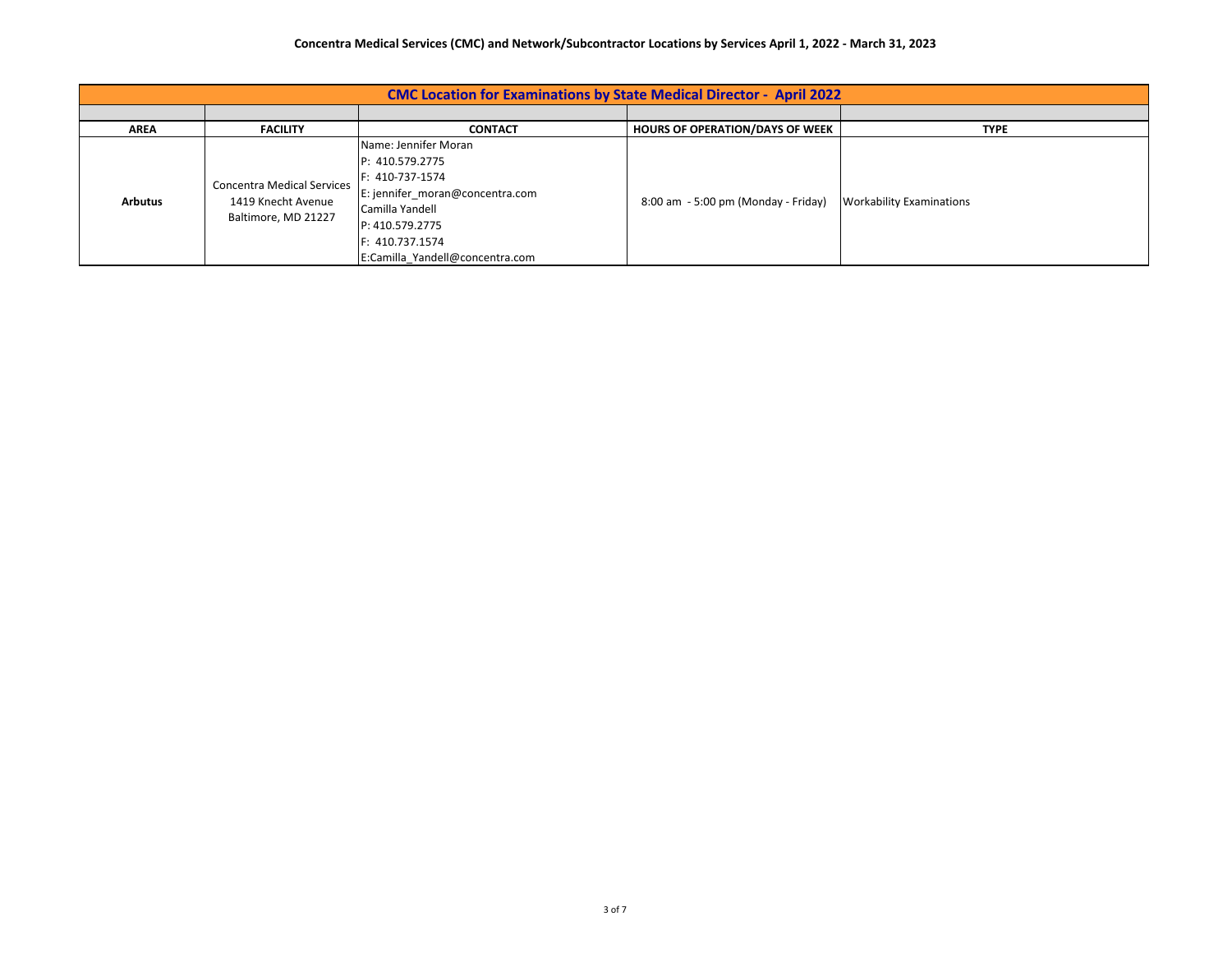**Concentra Medical Services (CMC) and Network/Subcontractor Locations by Services April 1, 2022 - March 31, 2023**

| CMC Location for Examinations by State Medical Director - April 2022 | | | | |
|---|---|---|---|---|
| | | | | |
| **AREA** | **FACILITY** | **CONTACT** | **HOURS OF OPERATION/DAYS OF WEEK** | **TYPE** |
| **Arbutus** | Concentra Medical Services<br>1419 Knecht Avenue<br>Baltimore, MD 21227 | Name: Jennifer Moran<br>P: 410.579.2775<br>F: 410-737-1574<br>E: jennifer_moran@concentra.com<br>Camilla Yandell<br>P: 410.579.2775<br>F: 410.737.1574<br>E:Camilla_Yandell@concentra.com | 8:00 am - 5:00 pm (Monday - Friday) | Workability Examinations |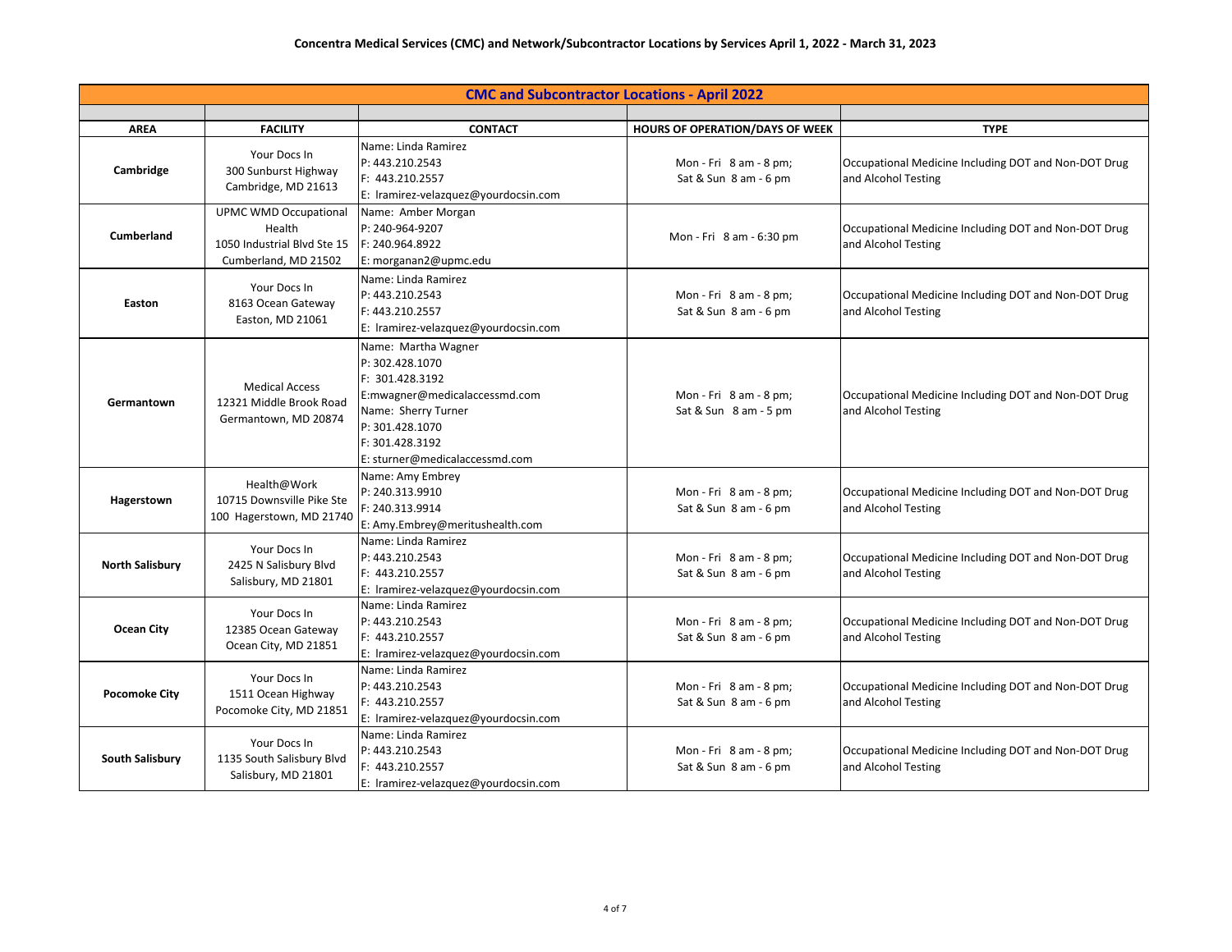**Concentra Medical Services (CMC) and Network/Subcontractor Locations by Services April 1, 2022 - March 31, 2023**

| CMC and Subcontractor Locations - April 2022 | | | | |
|---|---|---|---|---|
| **AREA** | **FACILITY** | **CONTACT** | **HOURS OF OPERATION/DAYS OF WEEK** | **TYPE** |
| **Cambridge** | Your Docs In<br>300 Sunburst Highway<br>Cambridge, MD 21613 | Name: Linda Ramirez<br>P: 443.210.2543<br>F: 443.210.2557<br>E: lramirez-velazquez@yourdocsin.com | Mon - Fri 8 am - 8 pm;<br>Sat & Sun 8 am - 6 pm | Occupational Medicine Including DOT and Non-DOT Drug and Alcohol Testing |
| **Cumberland** | UPMC WMD Occupational Health<br>1050 Industrial Blvd Ste 15<br>Cumberland, MD 21502 | Name: Amber Morgan<br>P: 240-964-9207<br>F: 240.964.8922<br>E: morganan2@upmc.edu | Mon - Fri 8 am - 6:30 pm | Occupational Medicine Including DOT and Non-DOT Drug and Alcohol Testing |
| **Easton** | Your Docs In<br>8163 Ocean Gateway<br>Easton, MD 21061 | Name: Linda Ramirez<br>P: 443.210.2543<br>F: 443.210.2557<br>E: lramirez-velazquez@yourdocsin.com | Mon - Fri 8 am - 8 pm;<br>Sat & Sun 8 am - 6 pm | Occupational Medicine Including DOT and Non-DOT Drug and Alcohol Testing |
| **Germantown** | Medical Access<br>12321 Middle Brook Road<br>Germantown, MD 20874 | Name: Martha Wagner<br>P: 302.428.1070<br>F: 301.428.3192<br>E:mwagner@medicalaccessmd.com<br>Name: Sherry Turner<br>P: 301.428.1070<br>F: 301.428.3192<br>E: sturner@medicalaccessmd.com | Mon - Fri 8 am - 8 pm;<br>Sat & Sun 8 am - 5 pm | Occupational Medicine Including DOT and Non-DOT Drug and Alcohol Testing |
| **Hagerstown** | Health@Work<br>10715 Downsville Pike Ste 100 Hagerstown, MD 21740 | Name: Amy Embrey<br>P: 240.313.9910<br>F: 240.313.9914<br>E: Amy.Embrey@meritushealth.com | Mon - Fri 8 am - 8 pm;<br>Sat & Sun 8 am - 6 pm | Occupational Medicine Including DOT and Non-DOT Drug and Alcohol Testing |
| **North Salisbury** | Your Docs In<br>2425 N Salisbury Blvd<br>Salisbury, MD 21801 | Name: Linda Ramirez<br>P: 443.210.2543<br>F: 443.210.2557<br>E: lramirez-velazquez@yourdocsin.com | Mon - Fri 8 am - 8 pm;<br>Sat & Sun 8 am - 6 pm | Occupational Medicine Including DOT and Non-DOT Drug and Alcohol Testing |
| **Ocean City** | Your Docs In<br>12385 Ocean Gateway<br>Ocean City, MD 21851 | Name: Linda Ramirez<br>P: 443.210.2543<br>F: 443.210.2557<br>E: lramirez-velazquez@yourdocsin.com | Mon - Fri 8 am - 8 pm;<br>Sat & Sun 8 am - 6 pm | Occupational Medicine Including DOT and Non-DOT Drug and Alcohol Testing |
| **Pocomoke City** | Your Docs In<br>1511 Ocean Highway<br>Pocomoke City, MD 21851 | Name: Linda Ramirez<br>P: 443.210.2543<br>F: 443.210.2557<br>E: lramirez-velazquez@yourdocsin.com | Mon - Fri 8 am - 8 pm;<br>Sat & Sun 8 am - 6 pm | Occupational Medicine Including DOT and Non-DOT Drug and Alcohol Testing |
| **South Salisbury** | Your Docs In<br>1135 South Salisbury Blvd<br>Salisbury, MD 21801 | Name: Linda Ramirez<br>P: 443.210.2543<br>F: 443.210.2557<br>E: lramirez-velazquez@yourdocsin.com | Mon - Fri 8 am - 8 pm;<br>Sat & Sun 8 am - 6 pm | Occupational Medicine Including DOT and Non-DOT Drug and Alcohol Testing |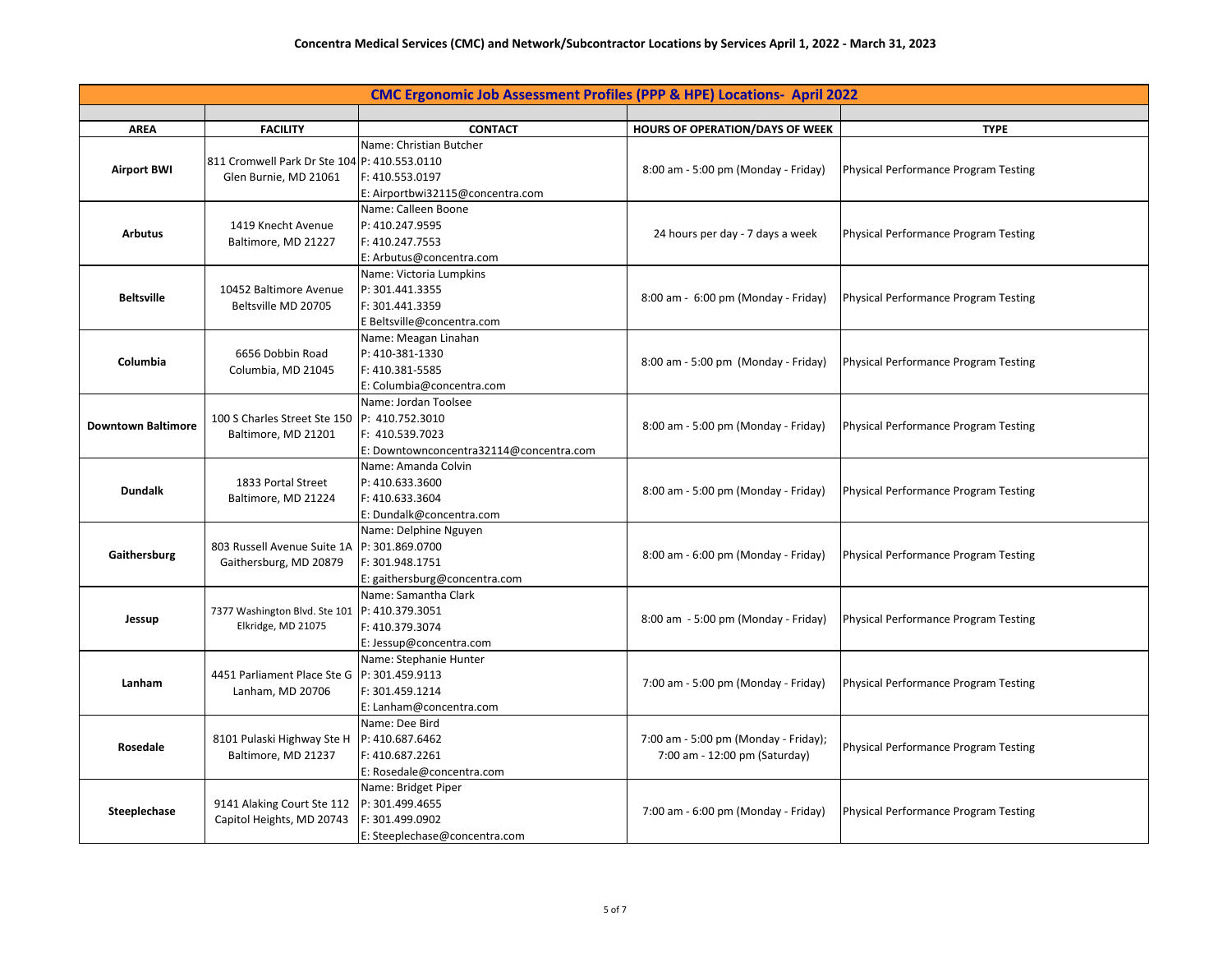**Concentra Medical Services (CMC) and Network/Subcontractor Locations by Services April 1, 2022 - March 31, 2023**

| CMC Ergonomic Job Assessment Profiles (PPP & HPE) Locations- April 2022 | | | | |
|---|---|---|---|---|
| | | | | |
| **AREA** | **FACILITY** | **CONTACT** | **HOURS OF OPERATION/DAYS OF WEEK** | **TYPE** |
| **Airport BWI** | 811 Cromwell Park Dr Ste 104 Glen Burnie, MD 21061 | Name: Christian Butcher P: 410.553.0110 F: 410.553.0197 E: Airportbwi32115@concentra.com | 8:00 am - 5:00 pm (Monday - Friday) | Physical Performance Program Testing |
| **Arbutus** | 1419 Knecht Avenue Baltimore, MD 21227 | Name: Calleen Boone P: 410.247.9595 F: 410.247.7553 E: Arbutus@concentra.com | 24 hours per day - 7 days a week | Physical Performance Program Testing |
| **Beltsville** | 10452 Baltimore Avenue Beltsville MD 20705 | Name: Victoria Lumpkins P: 301.441.3355 F: 301.441.3359 E Beltsville@concentra.com | 8:00 am - 6:00 pm (Monday - Friday) | Physical Performance Program Testing |
| **Columbia** | 6656 Dobbin Road Columbia, MD 21045 | Name: Meagan Linahan P: 410-381-1330 F: 410.381-5585 E: Columbia@concentra.com | 8:00 am - 5:00 pm (Monday - Friday) | Physical Performance Program Testing |
| **Downtown Baltimore** | 100 S Charles Street Ste 150 Baltimore, MD 21201 | Name: Jordan Toolsee P: 410.752.3010 F: 410.539.7023 E: Downtownconcentra32114@concentra.com | 8:00 am - 5:00 pm (Monday - Friday) | Physical Performance Program Testing |
| **Dundalk** | 1833 Portal Street Baltimore, MD 21224 | Name: Amanda Colvin P: 410.633.3600 F: 410.633.3604 E: Dundalk@concentra.com | 8:00 am - 5:00 pm (Monday - Friday) | Physical Performance Program Testing |
| **Gaithersburg** | 803 Russell Avenue Suite 1A Gaithersburg, MD 20879 | Name: Delphine Nguyen P: 301.869.0700 F: 301.948.1751 E: gaithersburg@concentra.com | 8:00 am - 6:00 pm (Monday - Friday) | Physical Performance Program Testing |
| **Jessup** | 7377 Washington Blvd. Ste 101 Elkridge, MD 21075 | Name: Samantha Clark P: 410.379.3051 F: 410.379.3074 E: Jessup@concentra.com | 8:00 am - 5:00 pm (Monday - Friday) | Physical Performance Program Testing |
| **Lanham** | 4451 Parliament Place Ste G Lanham, MD 20706 | Name: Stephanie Hunter P: 301.459.9113 F: 301.459.1214 E: Lanham@concentra.com | 7:00 am - 5:00 pm (Monday - Friday) | Physical Performance Program Testing |
| **Rosedale** | 8101 Pulaski Highway Ste H Baltimore, MD 21237 | Name: Dee Bird P: 410.687.6462 F: 410.687.2261 E: Rosedale@concentra.com | 7:00 am - 5:00 pm (Monday - Friday); 7:00 am - 12:00 pm (Saturday) | Physical Performance Program Testing |
| **Steeplechase** | 9141 Alaking Court Ste 112 Capitol Heights, MD 20743 | Name: Bridget Piper P: 301.499.4655 F: 301.499.0902 E: Steeplechase@concentra.com | 7:00 am - 6:00 pm (Monday - Friday) | Physical Performance Program Testing |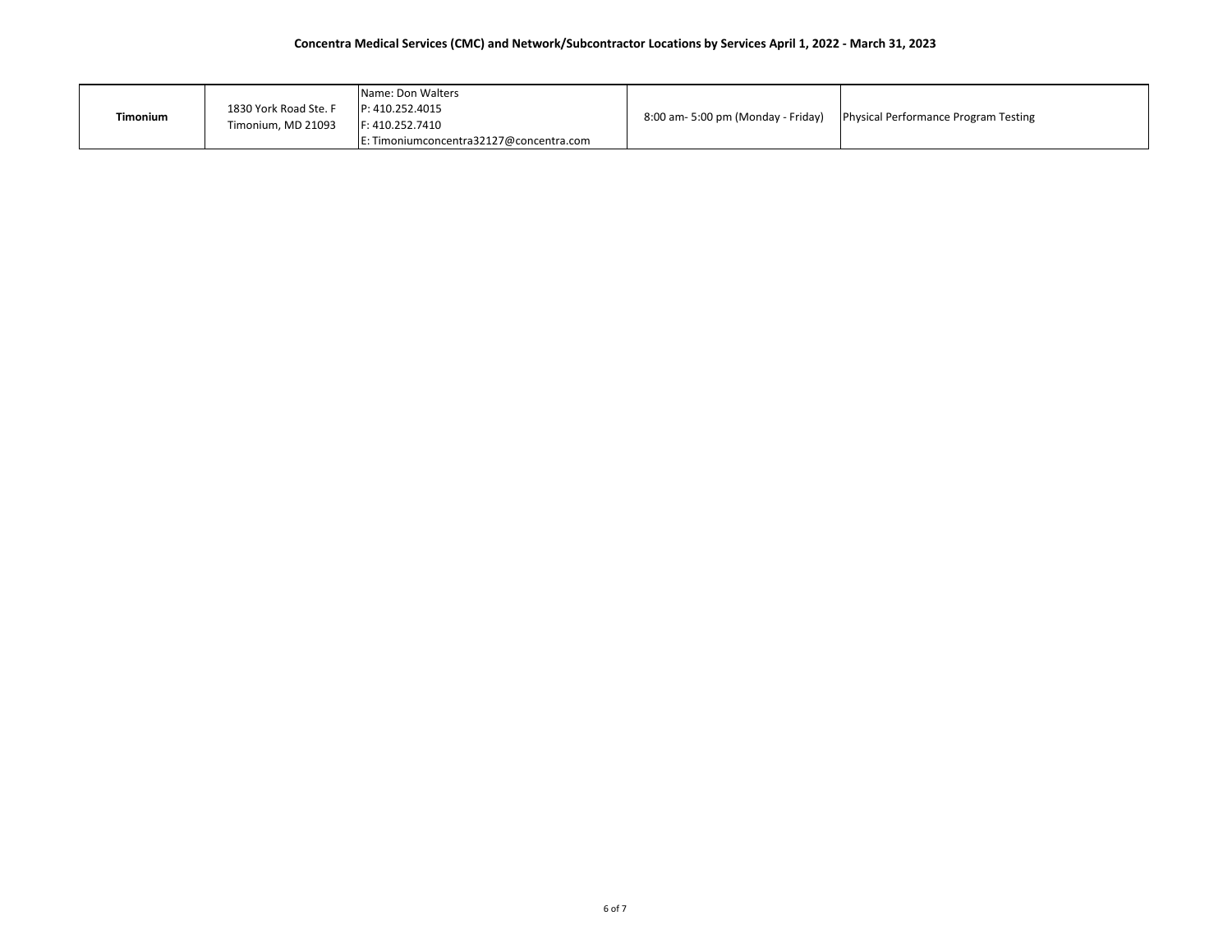**Concentra Medical Services (CMC) and Network/Subcontractor Locations by Services April 1, 2022 - March 31, 2023**

| | | | | |
|---|---|---|---|---|
| **Timonium** | 1830 York Road Ste. F<br>Timonium, MD 21093 | Name: Don Walters<br>P: 410.252.4015<br>F: 410.252.7410<br>E: Timoniumconcentra32127@concentra.com | 8:00 am- 5:00 pm (Monday - Friday) | Physical Performance Program Testing |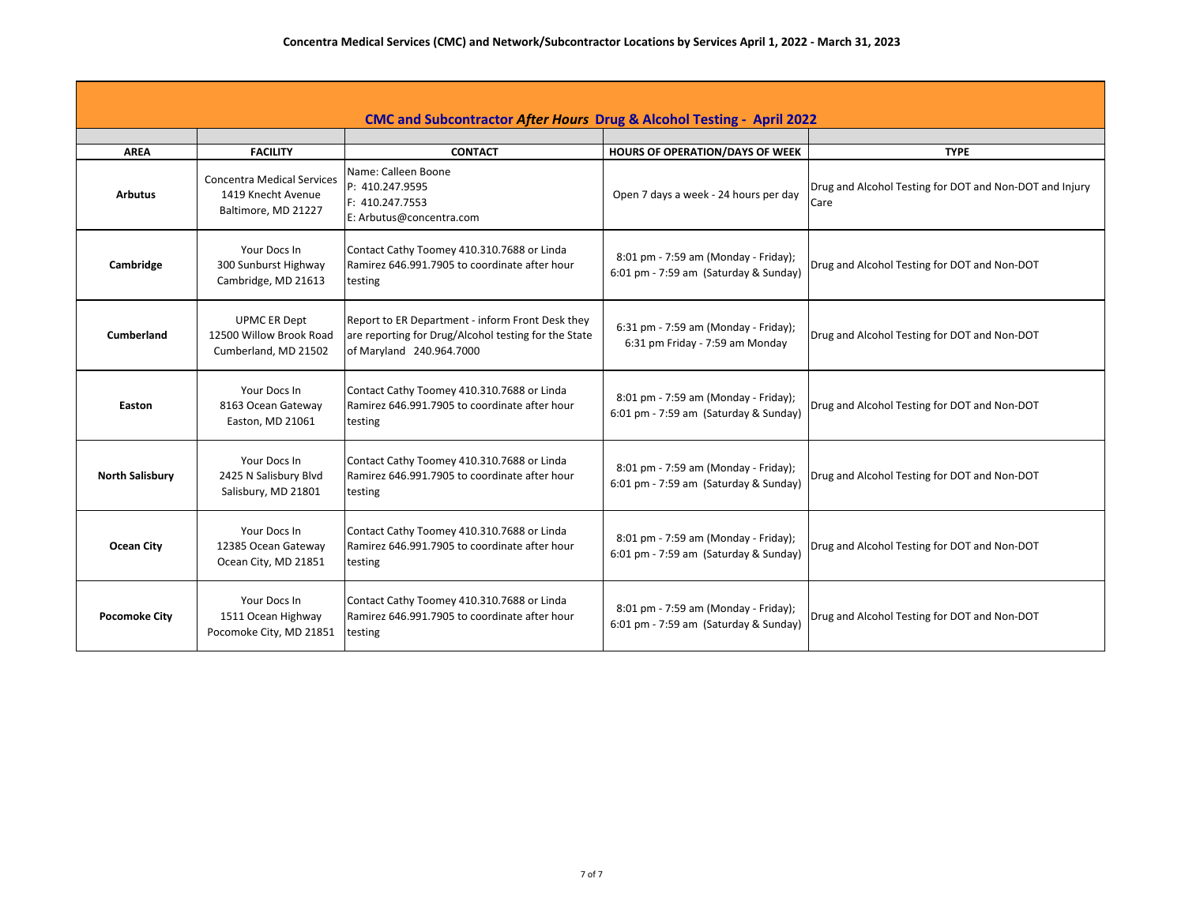**Concentra Medical Services (CMC) and Network/Subcontractor Locations by Services April 1, 2022 - March 31, 2023**

## CMC and Subcontractor *After Hours* Drug & Alcohol Testing - April 2022

| AREA | FACILITY | CONTACT | HOURS OF OPERATION/DAYS OF WEEK | TYPE |
|---|---|---|---|---|
| **Arbutus** | Concentra Medical Services<br>1419 Knecht Avenue<br>Baltimore, MD 21227 | Name: Calleen Boone<br>P: 410.247.9595<br>F: 410.247.7553<br>E: Arbutus@concentra.com | Open 7 days a week - 24 hours per day | Drug and Alcohol Testing for DOT and Non-DOT and Injury Care |
| **Cambridge** | Your Docs In<br>300 Sunburst Highway<br>Cambridge, MD 21613 | Contact Cathy Toomey 410.310.7688 or Linda Ramirez 646.991.7905 to coordinate after hour testing | 8:01 pm - 7:59 am (Monday - Friday);<br>6:01 pm - 7:59 am (Saturday & Sunday) | Drug and Alcohol Testing for DOT and Non-DOT |
| **Cumberland** | UPMC ER Dept<br>12500 Willow Brook Road<br>Cumberland, MD 21502 | Report to ER Department - inform Front Desk they are reporting for Drug/Alcohol testing for the State of Maryland 240.964.7000 | 6:31 pm - 7:59 am (Monday - Friday);<br>6:31 pm Friday - 7:59 am Monday | Drug and Alcohol Testing for DOT and Non-DOT |
| **Easton** | Your Docs In<br>8163 Ocean Gateway<br>Easton, MD 21061 | Contact Cathy Toomey 410.310.7688 or Linda Ramirez 646.991.7905 to coordinate after hour testing | 8:01 pm - 7:59 am (Monday - Friday);<br>6:01 pm - 7:59 am (Saturday & Sunday) | Drug and Alcohol Testing for DOT and Non-DOT |
| **North Salisbury** | Your Docs In<br>2425 N Salisbury Blvd<br>Salisbury, MD 21801 | Contact Cathy Toomey 410.310.7688 or Linda Ramirez 646.991.7905 to coordinate after hour testing | 8:01 pm - 7:59 am (Monday - Friday);<br>6:01 pm - 7:59 am (Saturday & Sunday) | Drug and Alcohol Testing for DOT and Non-DOT |
| **Ocean City** | Your Docs In<br>12385 Ocean Gateway<br>Ocean City, MD 21851 | Contact Cathy Toomey 410.310.7688 or Linda Ramirez 646.991.7905 to coordinate after hour testing | 8:01 pm - 7:59 am (Monday - Friday);<br>6:01 pm - 7:59 am (Saturday & Sunday) | Drug and Alcohol Testing for DOT and Non-DOT |
| **Pocomoke City** | Your Docs In<br>1511 Ocean Highway<br>Pocomoke City, MD 21851 | Contact Cathy Toomey 410.310.7688 or Linda Ramirez 646.991.7905 to coordinate after hour testing | 8:01 pm - 7:59 am (Monday - Friday);<br>6:01 pm - 7:59 am (Saturday & Sunday) | Drug and Alcohol Testing for DOT and Non-DOT |